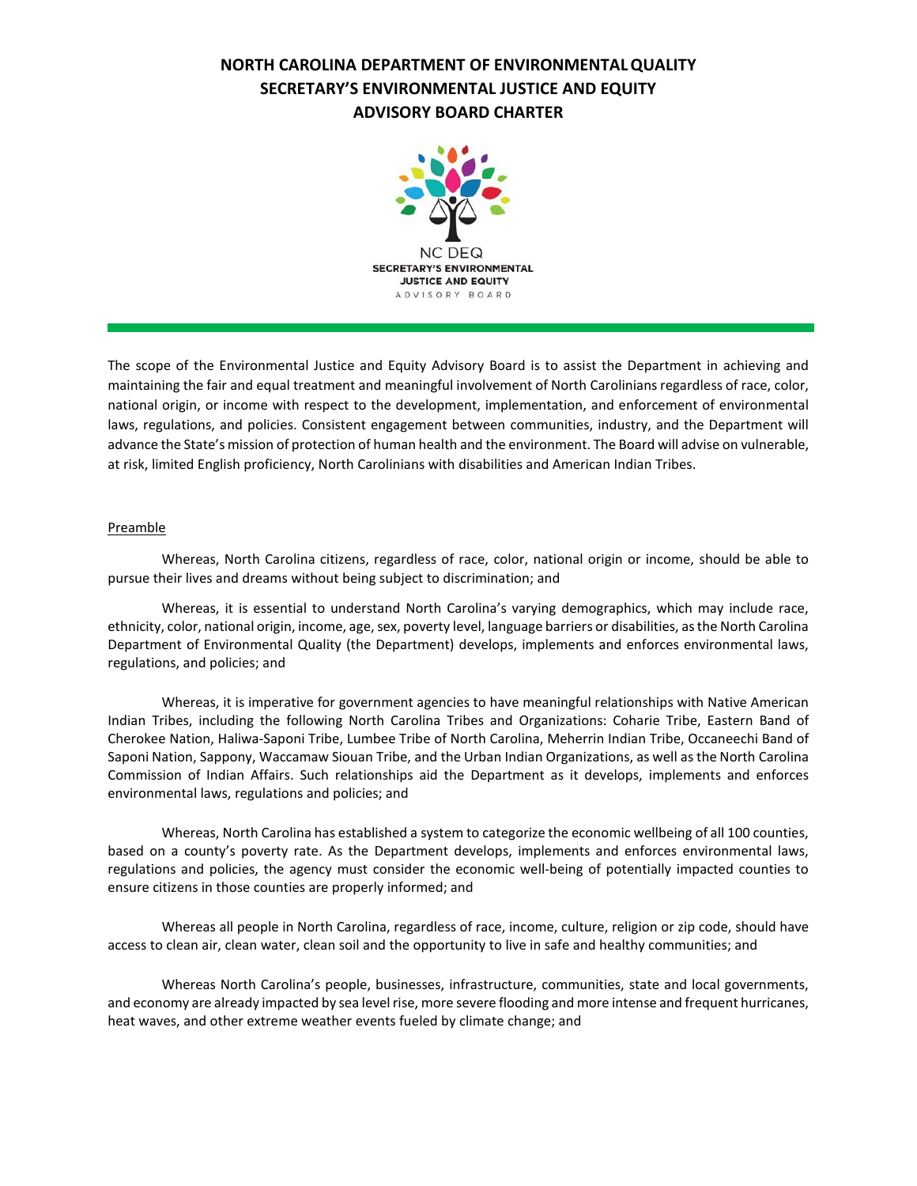# NORTH CAROLINA DEPARTMENT OF ENVIRONMENTAL QUALITY SECRETARY'S ENVIRONMENTAL JUSTICE AND EQUITY ADVISORY BOARD CHARTER

NC DEQ
SECRETARY'S ENVIRONMENTAL JUSTICE AND EQUITY
ADVISORY BOARD

The scope of the Environmental Justice and Equity Advisory Board is to assist the Department in achieving and maintaining the fair and equal treatment and meaningful involvement of North Carolinians regardless of race, color, national origin, or income with respect to the development, implementation, and enforcement of environmental laws, regulations, and policies. Consistent engagement between communities, industry, and the Department will advance the State's mission of protection of human health and the environment. The Board will advise on vulnerable, at risk, limited English proficiency, North Carolinians with disabilities and American Indian Tribes.

## Preamble

Whereas, North Carolina citizens, regardless of race, color, national origin or income, should be able to pursue their lives and dreams without being subject to discrimination; and

Whereas, it is essential to understand North Carolina's varying demographics, which may include race, ethnicity, color, national origin, income, age, sex, poverty level, language barriers or disabilities, as the North Carolina Department of Environmental Quality (the Department) develops, implements and enforces environmental laws, regulations, and policies; and

Whereas, it is imperative for government agencies to have meaningful relationships with Native American Indian Tribes, including the following North Carolina Tribes and Organizations: Coharie Tribe, Eastern Band of Cherokee Nation, Haliwa-Saponi Tribe, Lumbee Tribe of North Carolina, Meherrin Indian Tribe, Occaneechi Band of Saponi Nation, Sappony, Waccamaw Siouan Tribe, and the Urban Indian Organizations, as well as the North Carolina Commission of Indian Affairs. Such relationships aid the Department as it develops, implements and enforces environmental laws, regulations and policies; and

Whereas, North Carolina has established a system to categorize the economic wellbeing of all 100 counties, based on a county's poverty rate. As the Department develops, implements and enforces environmental laws, regulations and policies, the agency must consider the economic well-being of potentially impacted counties to ensure citizens in those counties are properly informed; and

Whereas all people in North Carolina, regardless of race, income, culture, religion or zip code, should have access to clean air, clean water, clean soil and the opportunity to live in safe and healthy communities; and

Whereas North Carolina's people, businesses, infrastructure, communities, state and local governments, and economy are already impacted by sea level rise, more severe flooding and more intense and frequent hurricanes, heat waves, and other extreme weather events fueled by climate change; and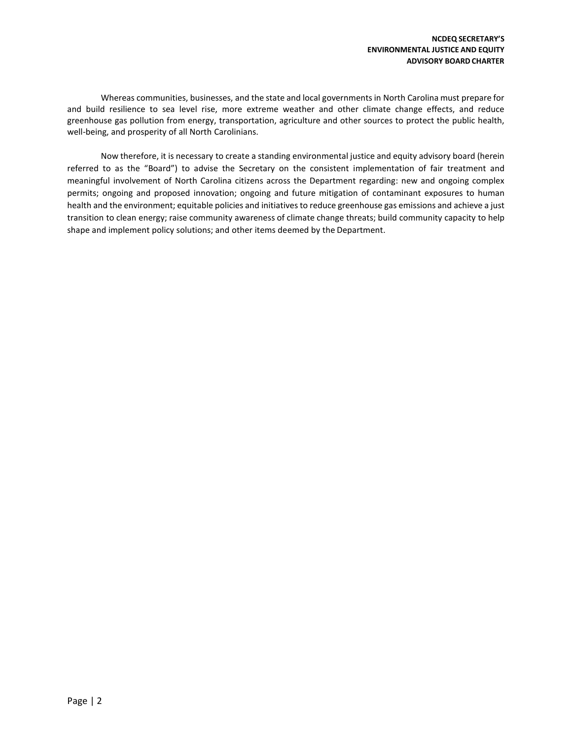Whereas communities, businesses, and the state and local governments in North Carolina must prepare for and build resilience to sea level rise, more extreme weather and other climate change effects, and reduce greenhouse gas pollution from energy, transportation, agriculture and other sources to protect the public health, well-being, and prosperity of all North Carolinians.

Now therefore, it is necessary to create a standing environmental justice and equity advisory board (herein referred to as the "Board") to advise the Secretary on the consistent implementation of fair treatment and meaningful involvement of North Carolina citizens across the Department regarding: new and ongoing complex permits; ongoing and proposed innovation; ongoing and future mitigation of contaminant exposures to human health and the environment; equitable policies and initiatives to reduce greenhouse gas emissions and achieve a just transition to clean energy; raise community awareness of climate change threats; build community capacity to help shape and implement policy solutions; and other items deemed by the Department.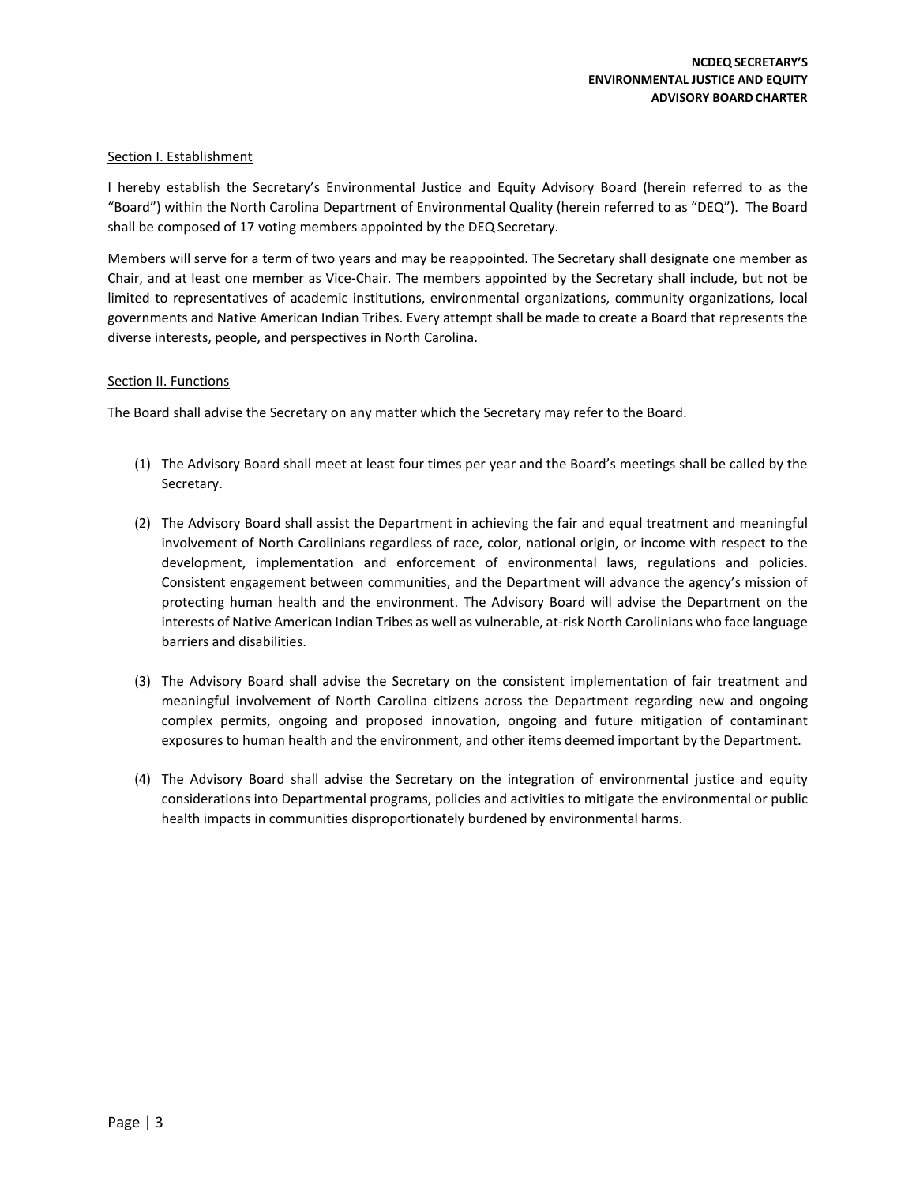**NCDEQ SECRETARY'S ENVIRONMENTAL JUSTICE AND EQUITY ADVISORY BOARD CHARTER**

<u>Section I. Establishment</u>

I hereby establish the Secretary's Environmental Justice and Equity Advisory Board (herein referred to as the "Board") within the North Carolina Department of Environmental Quality (herein referred to as "DEQ"). The Board shall be composed of 17 voting members appointed by the DEQ Secretary.

Members will serve for a term of two years and may be reappointed. The Secretary shall designate one member as Chair, and at least one member as Vice-Chair. The members appointed by the Secretary shall include, but not be limited to representatives of academic institutions, environmental organizations, community organizations, local governments and Native American Indian Tribes. Every attempt shall be made to create a Board that represents the diverse interests, people, and perspectives in North Carolina.

<u>Section II. Functions</u>

The Board shall advise the Secretary on any matter which the Secretary may refer to the Board.

(1) The Advisory Board shall meet at least four times per year and the Board's meetings shall be called by the Secretary.

(2) The Advisory Board shall assist the Department in achieving the fair and equal treatment and meaningful involvement of North Carolinians regardless of race, color, national origin, or income with respect to the development, implementation and enforcement of environmental laws, regulations and policies. Consistent engagement between communities, and the Department will advance the agency's mission of protecting human health and the environment. The Advisory Board will advise the Department on the interests of Native American Indian Tribes as well as vulnerable, at-risk North Carolinians who face language barriers and disabilities.

(3) The Advisory Board shall advise the Secretary on the consistent implementation of fair treatment and meaningful involvement of North Carolina citizens across the Department regarding new and ongoing complex permits, ongoing and proposed innovation, ongoing and future mitigation of contaminant exposures to human health and the environment, and other items deemed important by the Department.

(4) The Advisory Board shall advise the Secretary on the integration of environmental justice and equity considerations into Departmental programs, policies and activities to mitigate the environmental or public health impacts in communities disproportionately burdened by environmental harms.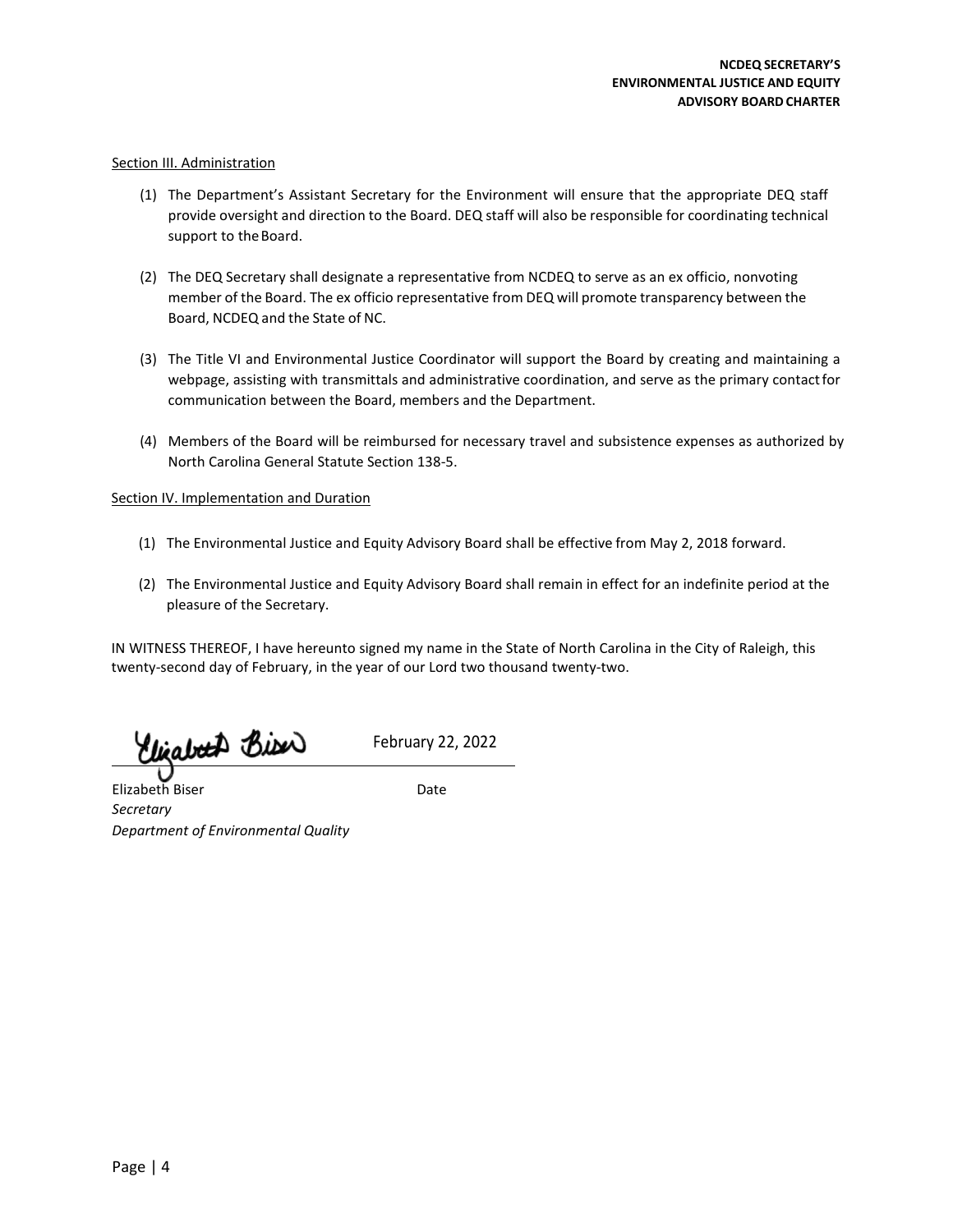Section III. Administration

(1) The Department's Assistant Secretary for the Environment will ensure that the appropriate DEQ staff provide oversight and direction to the Board. DEQ staff will also be responsible for coordinating technical support to the Board.

(2) The DEQ Secretary shall designate a representative from NCDEQ to serve as an ex officio, nonvoting member of the Board. The ex officio representative from DEQ will promote transparency between the Board, NCDEQ and the State of NC.

(3) The Title VI and Environmental Justice Coordinator will support the Board by creating and maintaining a webpage, assisting with transmittals and administrative coordination, and serve as the primary contact for communication between the Board, members and the Department.

(4) Members of the Board will be reimbursed for necessary travel and subsistence expenses as authorized by North Carolina General Statute Section 138-5.

Section IV. Implementation and Duration

(1) The Environmental Justice and Equity Advisory Board shall be effective from May 2, 2018 forward.

(2) The Environmental Justice and Equity Advisory Board shall remain in effect for an indefinite period at the pleasure of the Secretary.

IN WITNESS THEREOF, I have hereunto signed my name in the State of North Carolina in the City of Raleigh, this twenty-second day of February, in the year of our Lord two thousand twenty-two.

Elizabeth Biser — February 22, 2022

Elizabeth Biser — Date

*Secretary*

*Department of Environmental Quality*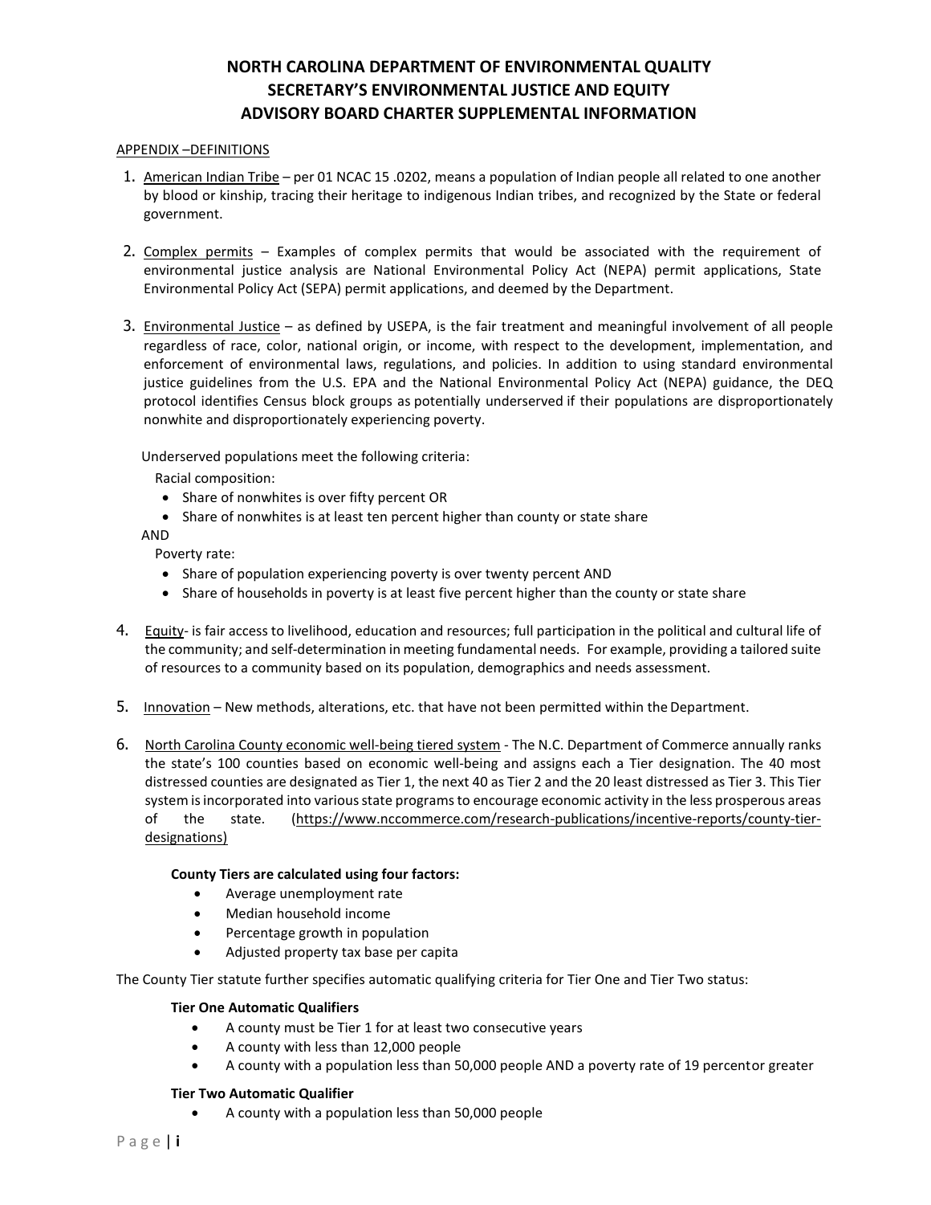# NORTH CAROLINA DEPARTMENT OF ENVIRONMENTAL QUALITY SECRETARY'S ENVIRONMENTAL JUSTICE AND EQUITY ADVISORY BOARD CHARTER SUPPLEMENTAL INFORMATION

APPENDIX –DEFINITIONS

1. American Indian Tribe – per 01 NCAC 15 .0202, means a population of Indian people all related to one another by blood or kinship, tracing their heritage to indigenous Indian tribes, and recognized by the State or federal government.

2. Complex permits – Examples of complex permits that would be associated with the requirement of environmental justice analysis are National Environmental Policy Act (NEPA) permit applications, State Environmental Policy Act (SEPA) permit applications, and deemed by the Department.

3. Environmental Justice – as defined by USEPA, is the fair treatment and meaningful involvement of all people regardless of race, color, national origin, or income, with respect to the development, implementation, and enforcement of environmental laws, regulations, and policies. In addition to using standard environmental justice guidelines from the U.S. EPA and the National Environmental Policy Act (NEPA) guidance, the DEQ protocol identifies Census block groups as potentially underserved if their populations are disproportionately nonwhite and disproportionately experiencing poverty.

   Underserved populations meet the following criteria:

   Racial composition:
   - Share of nonwhites is over fifty percent OR
   - Share of nonwhites is at least ten percent higher than county or state share

   AND

   Poverty rate:
   - Share of population experiencing poverty is over twenty percent AND
   - Share of households in poverty is at least five percent higher than the county or state share

4. Equity- is fair access to livelihood, education and resources; full participation in the political and cultural life of the community; and self-determination in meeting fundamental needs. For example, providing a tailored suite of resources to a community based on its population, demographics and needs assessment.

5. Innovation – New methods, alterations, etc. that have not been permitted within the Department.

6. North Carolina County economic well-being tiered system - The N.C. Department of Commerce annually ranks the state's 100 counties based on economic well-being and assigns each a Tier designation. The 40 most distressed counties are designated as Tier 1, the next 40 as Tier 2 and the 20 least distressed as Tier 3. This Tier system is incorporated into various state programs to encourage economic activity in the less prosperous areas of the state. (https://www.nccommerce.com/research-publications/incentive-reports/county-tier-designations)

   **County Tiers are calculated using four factors:**
   - Average unemployment rate
   - Median household income
   - Percentage growth in population
   - Adjusted property tax base per capita

The County Tier statute further specifies automatic qualifying criteria for Tier One and Tier Two status:

**Tier One Automatic Qualifiers**
- A county must be Tier 1 for at least two consecutive years
- A county with less than 12,000 people
- A county with a population less than 50,000 people AND a poverty rate of 19 percentor greater

**Tier Two Automatic Qualifier**
- A county with a population less than 50,000 people